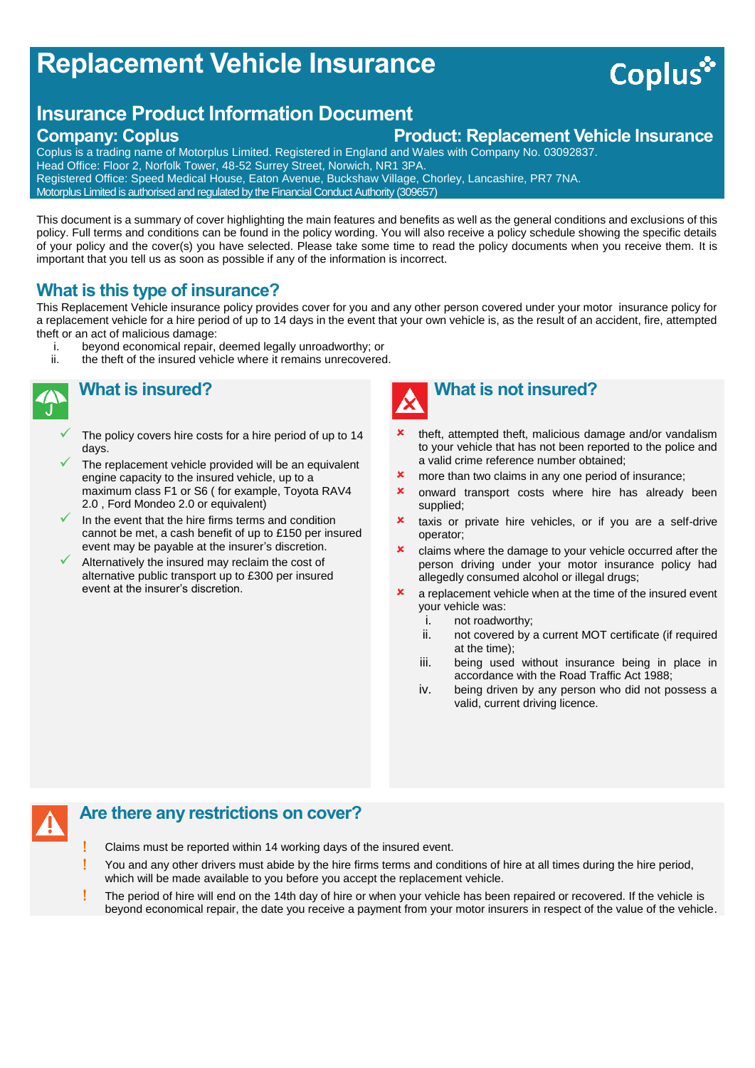# Replacement Vehicle Insurance

Coplus

## Insurance Product Information Document

**Company: Coplus** **Product: Replacement Vehicle Insurance**

Coplus is a trading name of Motorplus Limited. Registered in England and Wales with Company No. 03092837.
Head Office: Floor 2, Norfolk Tower, 48-52 Surrey Street, Norwich, NR1 3PA.
Registered Office: Speed Medical House, Eaton Avenue, Buckshaw Village, Chorley, Lancashire, PR7 7NA.
Motorplus Limited is authorised and regulated by the Financial Conduct Authority (309657)

This document is a summary of cover highlighting the main features and benefits as well as the general conditions and exclusions of this policy. Full terms and conditions can be found in the policy wording. You will also receive a policy schedule showing the specific details of your policy and the cover(s) you have selected. Please take some time to read the policy documents when you receive them. It is important that you tell us as soon as possible if any of the information is incorrect.

## What is this type of insurance?

This Replacement Vehicle insurance policy provides cover for you and any other person covered under your motor insurance policy for a replacement vehicle for a hire period of up to 14 days in the event that your own vehicle is, as the result of an accident, fire, attempted theft or an act of malicious damage:

i. beyond economical repair, deemed legally unroadworthy; or
ii. the theft of the insured vehicle where it remains unrecovered.

## What is insured?

- ✓ The policy covers hire costs for a hire period of up to 14 days.
- ✓ The replacement vehicle provided will be an equivalent engine capacity to the insured vehicle, up to a maximum class F1 or S6 ( for example, Toyota RAV4 2.0 , Ford Mondeo 2.0 or equivalent)
- ✓ In the event that the hire firms terms and condition cannot be met, a cash benefit of up to £150 per insured event may be payable at the insurer's discretion.
- ✓ Alternatively the insured may reclaim the cost of alternative public transport up to £300 per insured event at the insurer's discretion.

## What is not insured?

- ✗ theft, attempted theft, malicious damage and/or vandalism to your vehicle that has not been reported to the police and a valid crime reference number obtained;
- ✗ more than two claims in any one period of insurance;
- ✗ onward transport costs where hire has already been supplied;
- ✗ taxis or private hire vehicles, or if you are a self-drive operator;
- ✗ claims where the damage to your vehicle occurred after the person driving under your motor insurance policy had allegedly consumed alcohol or illegal drugs;
- ✗ a replacement vehicle when at the time of the insured event your vehicle was:
  - i. not roadworthy;
  - ii. not covered by a current MOT certificate (if required at the time);
  - iii. being used without insurance being in place in accordance with the Road Traffic Act 1988;
  - iv. being driven by any person who did not possess a valid, current driving licence.

## Are there any restrictions on cover?

- ! Claims must be reported within 14 working days of the insured event.
- ! You and any other drivers must abide by the hire firms terms and conditions of hire at all times during the hire period, which will be made available to you before you accept the replacement vehicle.
- ! The period of hire will end on the 14th day of hire or when your vehicle has been repaired or recovered. If the vehicle is beyond economical repair, the date you receive a payment from your motor insurers in respect of the value of the vehicle.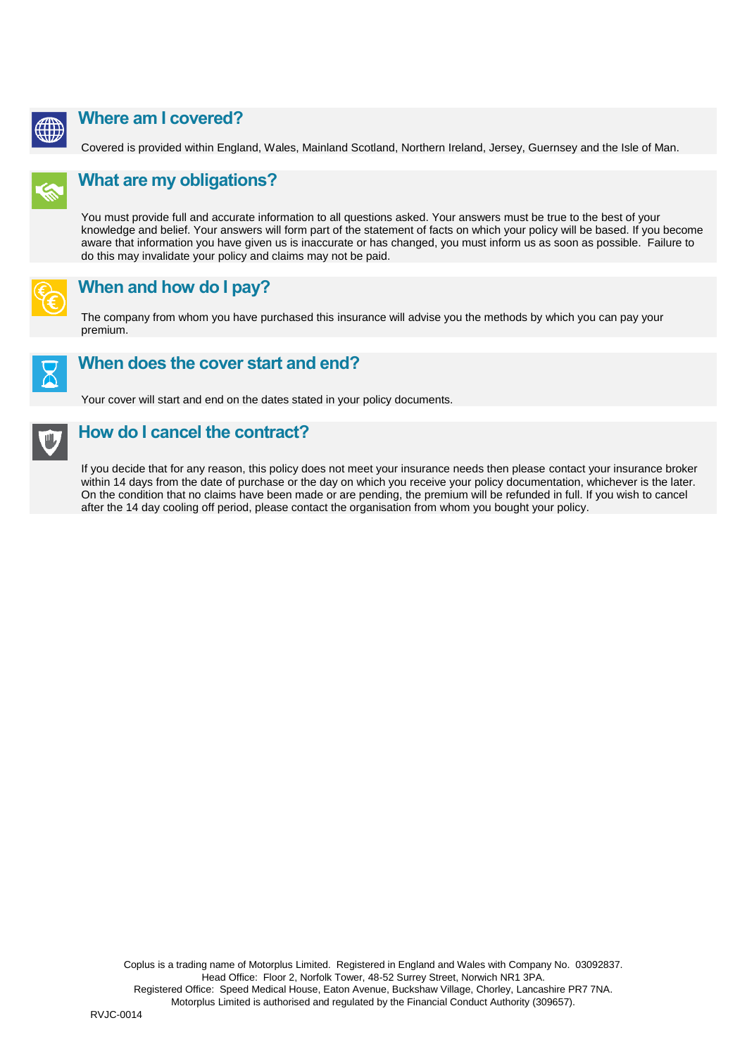## Where am I covered?

Covered is provided within England, Wales, Mainland Scotland, Northern Ireland, Jersey, Guernsey and the Isle of Man.

## What are my obligations?

You must provide full and accurate information to all questions asked. Your answers must be true to the best of your knowledge and belief. Your answers will form part of the statement of facts on which your policy will be based. If you become aware that information you have given us is inaccurate or has changed, you must inform us as soon as possible. Failure to do this may invalidate your policy and claims may not be paid.

## When and how do I pay?

The company from whom you have purchased this insurance will advise you the methods by which you can pay your premium.

## When does the cover start and end?

Your cover will start and end on the dates stated in your policy documents.

## How do I cancel the contract?

If you decide that for any reason, this policy does not meet your insurance needs then please contact your insurance broker within 14 days from the date of purchase or the day on which you receive your policy documentation, whichever is the later. On the condition that no claims have been made or are pending, the premium will be refunded in full. If you wish to cancel after the 14 day cooling off period, please contact the organisation from whom you bought your policy.

Coplus is a trading name of Motorplus Limited. Registered in England and Wales with Company No. 03092837.
Head Office: Floor 2, Norfolk Tower, 48-52 Surrey Street, Norwich NR1 3PA.
Registered Office: Speed Medical House, Eaton Avenue, Buckshaw Village, Chorley, Lancashire PR7 7NA.
Motorplus Limited is authorised and regulated by the Financial Conduct Authority (309657).

RVJC-0014